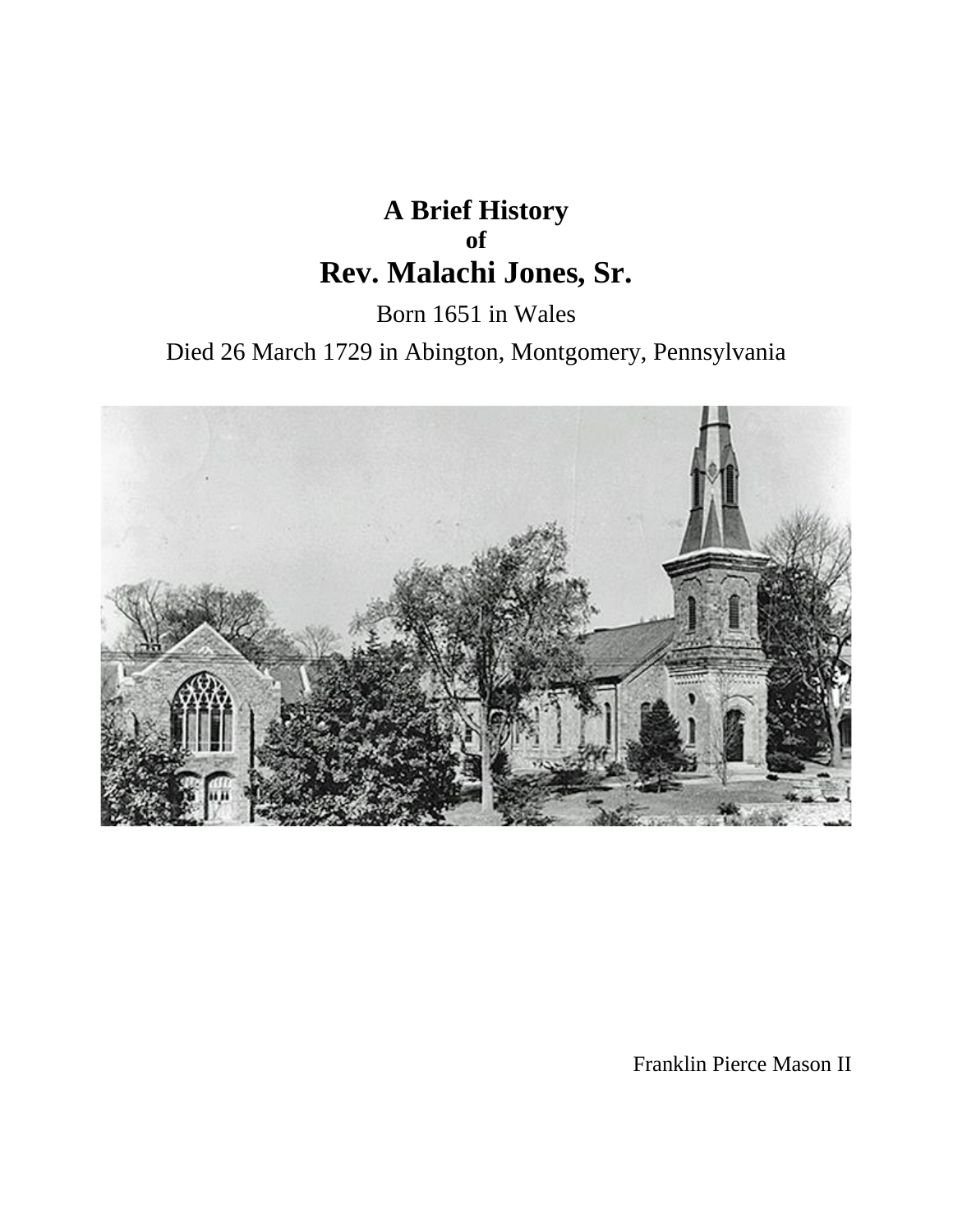# A Brief History
## of
# Rev. Malachi Jones, Sr.

Born 1651 in Wales

Died 26 March 1729 in Abington, Montgomery, Pennsylvania

Franklin Pierce Mason II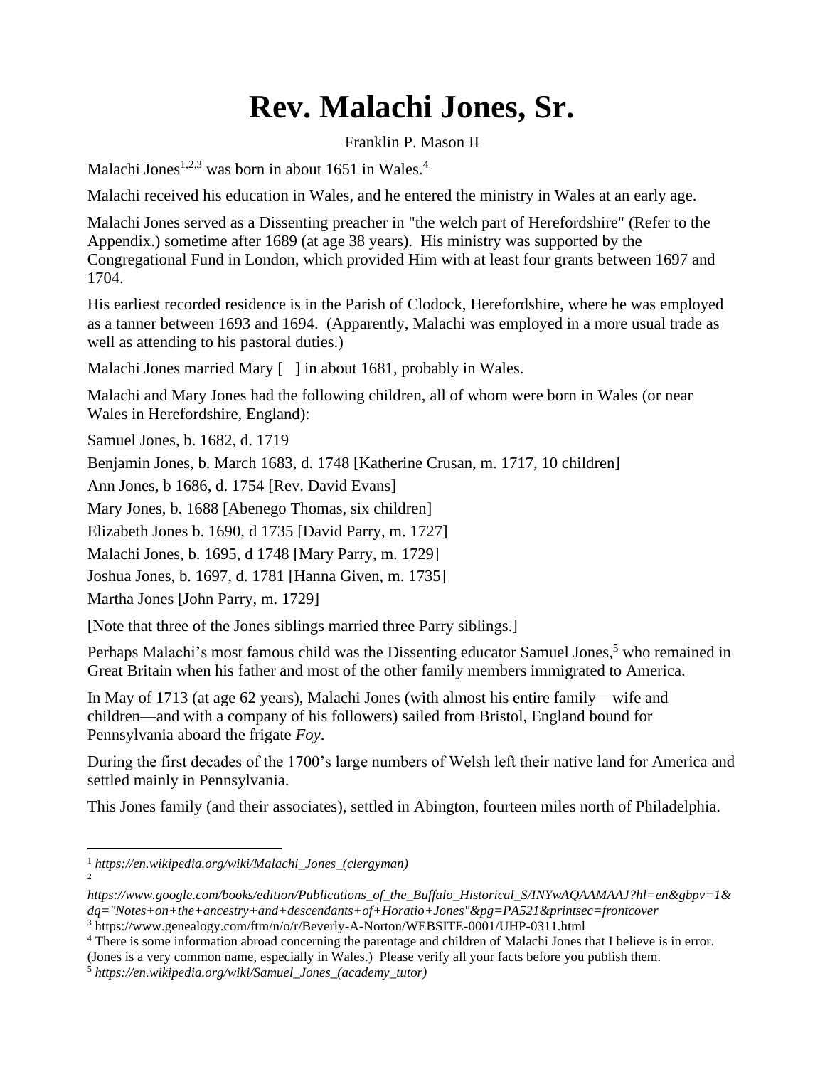# Rev. Malachi Jones, Sr.

Franklin P. Mason II

Malachi Jones[1,2,3] was born in about 1651 in Wales.[4]

Malachi received his education in Wales, and he entered the ministry in Wales at an early age.

Malachi Jones served as a Dissenting preacher in "the welch part of Herefordshire" (Refer to the Appendix.) sometime after 1689 (at age 38 years). His ministry was supported by the Congregational Fund in London, which provided Him with at least four grants between 1697 and 1704.

His earliest recorded residence is in the Parish of Clodock, Herefordshire, where he was employed as a tanner between 1693 and 1694. (Apparently, Malachi was employed in a more usual trade as well as attending to his pastoral duties.)

Malachi Jones married Mary [ ] in about 1681, probably in Wales.

Malachi and Mary Jones had the following children, all of whom were born in Wales (or near Wales in Herefordshire, England):

Samuel Jones, b. 1682, d. 1719

Benjamin Jones, b. March 1683, d. 1748 [Katherine Crusan, m. 1717, 10 children]

Ann Jones, b 1686, d. 1754 [Rev. David Evans]

Mary Jones, b. 1688 [Abenego Thomas, six children]

Elizabeth Jones b. 1690, d 1735 [David Parry, m. 1727]

Malachi Jones, b. 1695, d 1748 [Mary Parry, m. 1729]

Joshua Jones, b. 1697, d. 1781 [Hanna Given, m. 1735]

Martha Jones [John Parry, m. 1729]

[Note that three of the Jones siblings married three Parry siblings.]

Perhaps Malachi's most famous child was the Dissenting educator Samuel Jones,[5] who remained in Great Britain when his father and most of the other family members immigrated to America.

In May of 1713 (at age 62 years), Malachi Jones (with almost his entire family—wife and children—and with a company of his followers) sailed from Bristol, England bound for Pennsylvania aboard the frigate *Foy*.

During the first decades of the 1700's large numbers of Welsh left their native land for America and settled mainly in Pennsylvania.

This Jones family (and their associates), settled in Abington, fourteen miles north of Philadelphia.

---

[1] *https://en.wikipedia.org/wiki/Malachi_Jones_(clergyman)*

[2] *https://www.google.com/books/edition/Publications_of_the_Buffalo_Historical_S/INYwAQAAMAAJ?hl=en&gbpv=1&dq="Notes+on+the+ancestry+and+descendants+of+Horatio+Jones"&pg=PA521&printsec=frontcover*

[3] https://www.genealogy.com/ftm/n/o/r/Beverly-A-Norton/WEBSITE-0001/UHP-0311.html

[4] There is some information abroad concerning the parentage and children of Malachi Jones that I believe is in error. (Jones is a very common name, especially in Wales.) Please verify all your facts before you publish them.

[5] *https://en.wikipedia.org/wiki/Samuel_Jones_(academy_tutor)*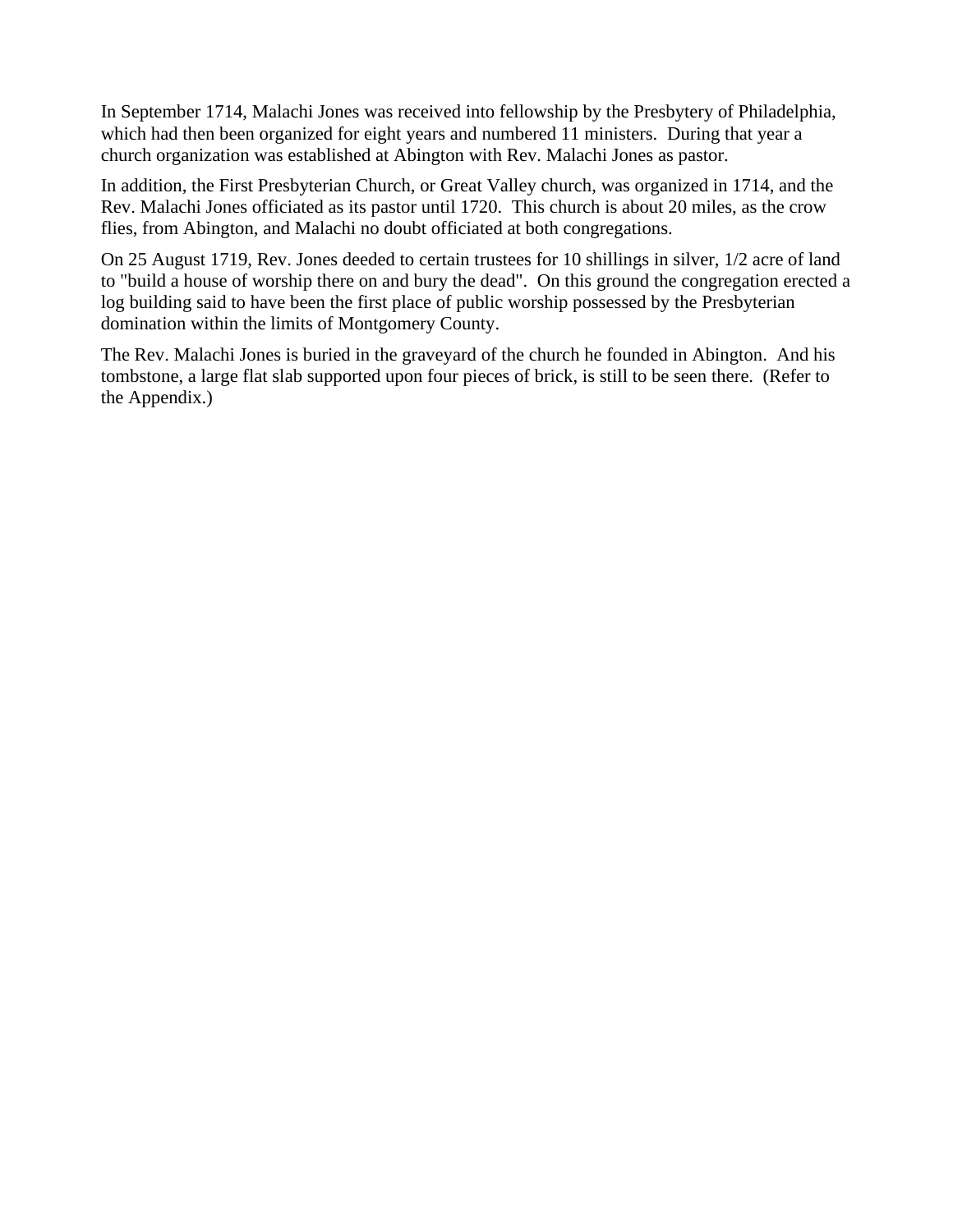In September 1714, Malachi Jones was received into fellowship by the Presbytery of Philadelphia, which had then been organized for eight years and numbered 11 ministers.  During that year a church organization was established at Abington with Rev. Malachi Jones as pastor.

In addition, the First Presbyterian Church, or Great Valley church, was organized in 1714, and the Rev. Malachi Jones officiated as its pastor until 1720.  This church is about 20 miles, as the crow flies, from Abington, and Malachi no doubt officiated at both congregations.

On 25 August 1719, Rev. Jones deeded to certain trustees for 10 shillings in silver, 1/2 acre of land to "build a house of worship there on and bury the dead".  On this ground the congregation erected a log building said to have been the first place of public worship possessed by the Presbyterian domination within the limits of Montgomery County.

The Rev. Malachi Jones is buried in the graveyard of the church he founded in Abington.  And his tombstone, a large flat slab supported upon four pieces of brick, is still to be seen there.  (Refer to the Appendix.)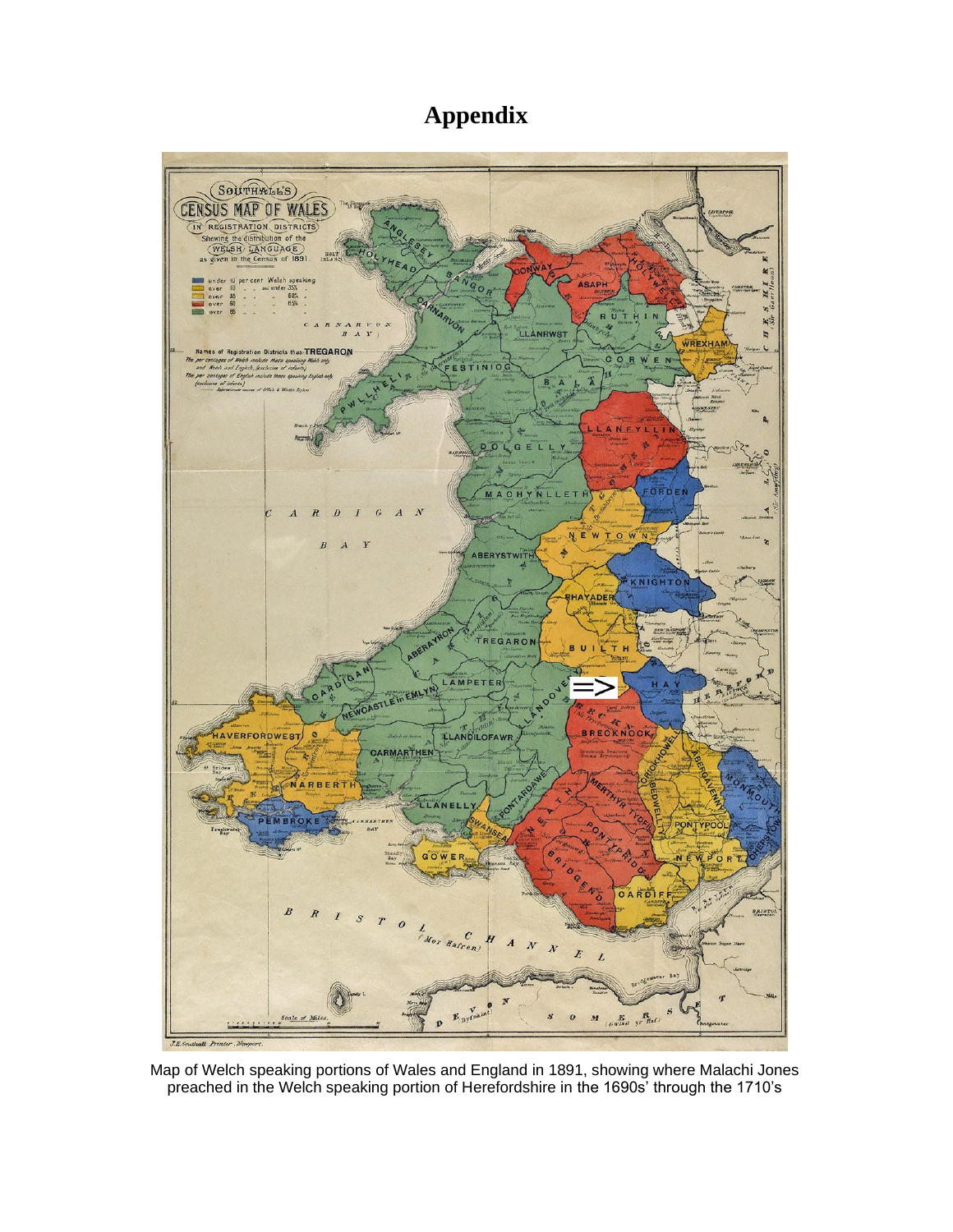# Appendix

Map of Welch speaking portions of Wales and England in 1891, showing where Malachi Jones preached in the Welch speaking portion of Herefordshire in the 1690s' through the 1710's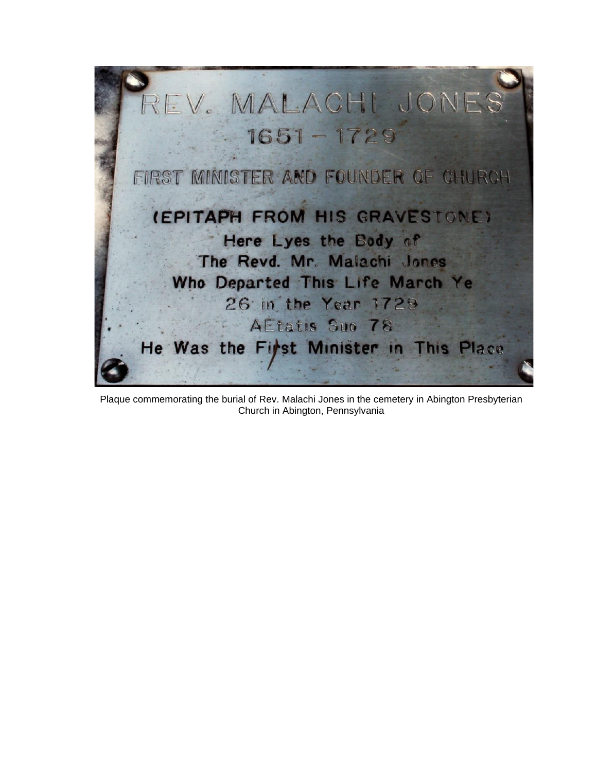REV. MALACHI JONES

1651 – 1729

FIRST MINISTER AND FOUNDER OF CHURCH

(EPITAPH FROM HIS GRAVESTONE)

Here Lyes the Body of
The Revd. Mr. Malachi Jones
Who Departed This Life March Ye
26 in the Year 1729
AEtatis Suo 78
He Was the First Minister in This Place

Plaque commemorating the burial of Rev. Malachi Jones in the cemetery in Abington Presbyterian Church in Abington, Pennsylvania